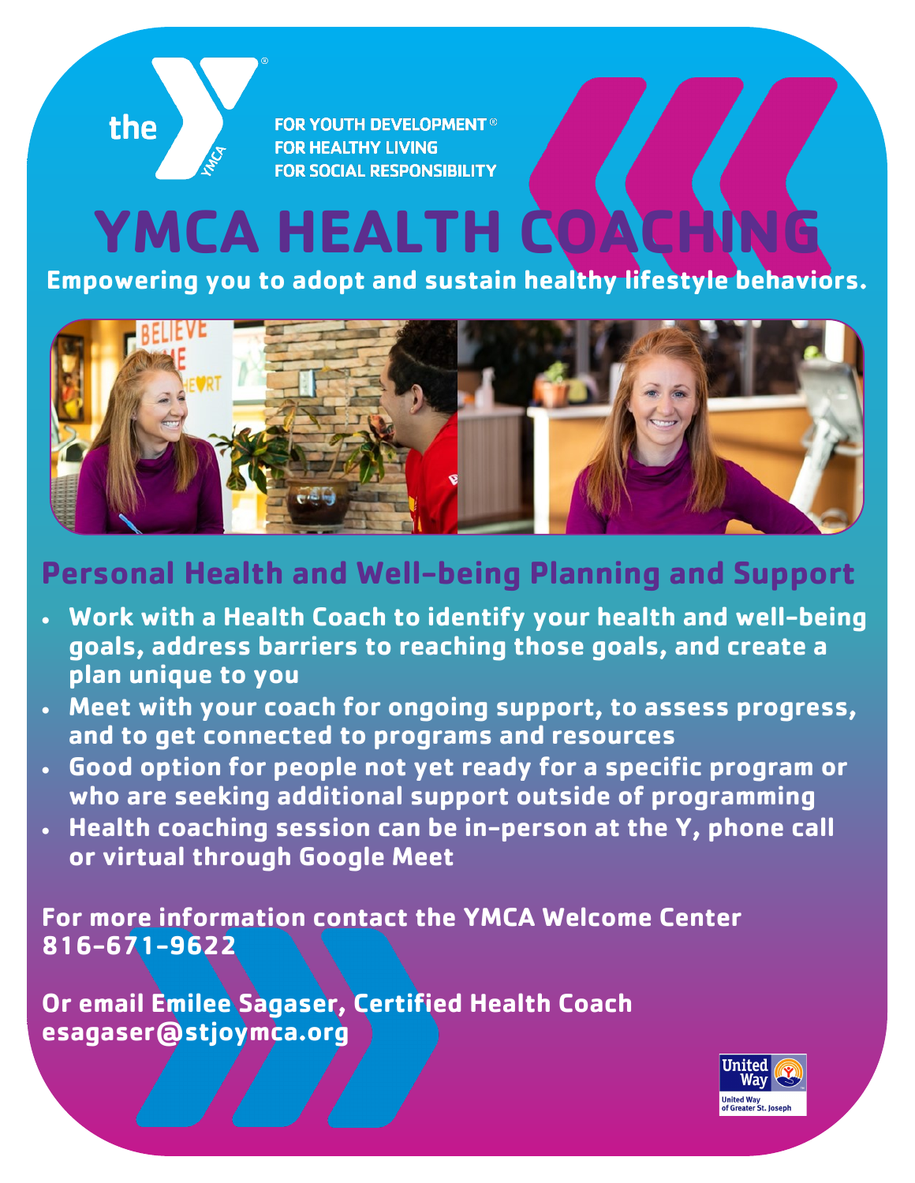the YMCA

FOR YOUTH DEVELOPMENT®
FOR HEALTHY LIVING
FOR SOCIAL RESPONSIBILITY

# YMCA HEALTH COACHING

**Empowering you to adopt and sustain healthy lifestyle behaviors.**

## Personal Health and Well-being Planning and Support

- **Work with a Health Coach to identify your health and well-being goals, address barriers to reaching those goals, and create a plan unique to you**
- **Meet with your coach for ongoing support, to assess progress, and to get connected to programs and resources**
- **Good option for people not yet ready for a specific program or who are seeking additional support outside of programming**
- **Health coaching session can be in-person at the Y, phone call or virtual through Google Meet**

**For more information contact the YMCA Welcome Center**
**816-671-9622**

**Or email Emilee Sagaser, Certified Health Coach**
**esagaser@stjoymca.org**

United Way
United Way of Greater St. Joseph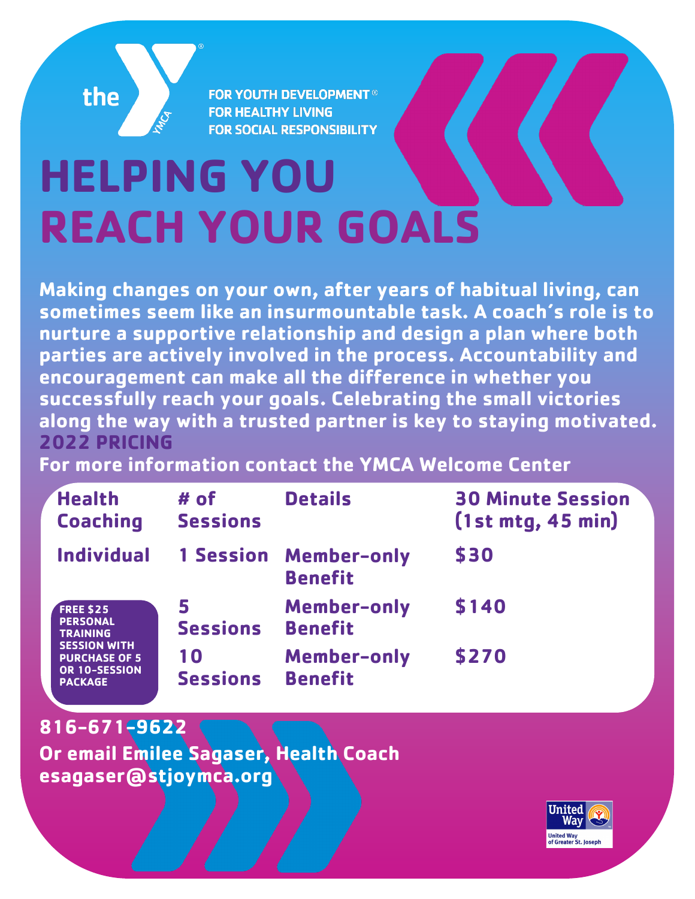the YMCA

FOR YOUTH DEVELOPMENT®
FOR HEALTHY LIVING
FOR SOCIAL RESPONSIBILITY

# HELPING YOU REACH YOUR GOALS

**Making changes on your own, after years of habitual living, can sometimes seem like an insurmountable task. A coach's role is to nurture a supportive relationship and design a plan where both parties are actively involved in the process. Accountability and encouragement can make all the difference in whether you successfully reach your goals. Celebrating the small victories along the way with a trusted partner is key to staying motivated.**

## 2022 PRICING

**For more information contact the YMCA Welcome Center**

| Health Coaching | # of Sessions | Details | 30 Minute Session (1st mtg, 45 min) |
|---|---|---|---|
| Individual | 1 Session | Member-only Benefit | $30 |
| FREE $25 PERSONAL TRAINING SESSION WITH PURCHASE OF 5 OR 10-SESSION PACKAGE | 5 Sessions | Member-only Benefit | $140 |
| | 10 Sessions | Member-only Benefit | $270 |

**816-671-9622**

**Or email Emilee Sagaser, Health Coach**
**esagaser@stjoymca.org**

United Way
United Way of Greater St. Joseph